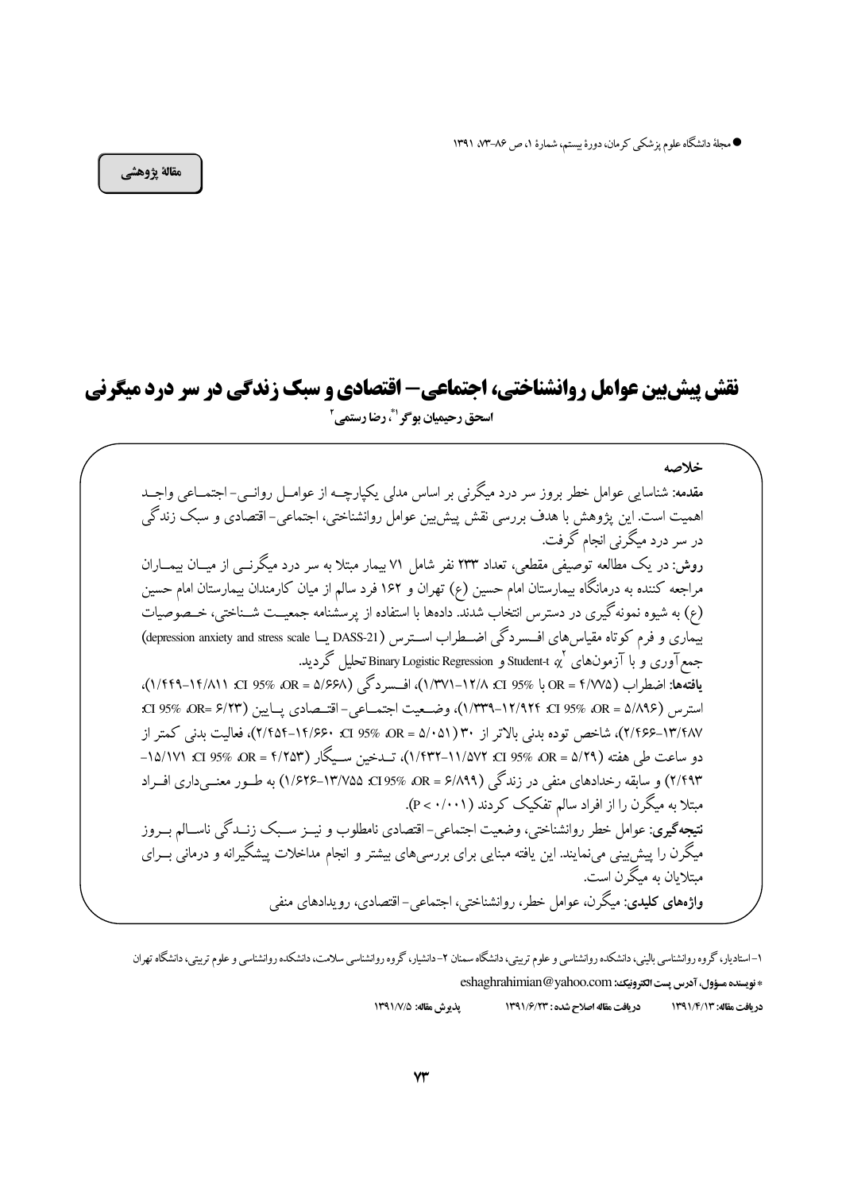مقالهٔ پژوهشی

# نقش پیش‌بین عوامل روانشناختی، اجتماعی – اقتصادی و سبک زندگی در سر درد میگرنی

**اسحق رحیمیان بوگر[1*]، رضا رستمی[2]**

**خلاصه**

**مقدمه:** شناسایی عوامل خطر بروز سر درد میگرنی بر اساس مدلی یکپارچه از عوامل روانی- اجتماعی واجد اهمیت است. این پژوهش با هدف بررسی نقش پیش‌بین عوامل روانشناختی، اجتماعی- اقتصادی و سبک زندگی در سر درد میگرنی انجام گرفت.

**روش:** در یک مطالعه توصیفی مقطعی، تعداد ۲۳۳ نفر شامل ۷۱ بیمار مبتلا به سر درد میگرنی از میان بیماران مراجعه کننده به درمانگاه بیمارستان امام حسین (ع) تهران و ۱۶۲ فرد سالم از میان کارمندان بیمارستان امام حسین (ع) به شیوه نمونه‌گیری در دسترس انتخاب شدند. داده‌ها با استفاده از پرسشنامه جمعیت شناختی، خصوصیات بیماری و فرم کوتاه مقیاس‌های افسردگی اضطراب استرس (DASS-21 یا depression anxiety and stress scale) جمع‌آوری و با آزمون‌های $\chi^2$، Student-t و Binary Logistic Regression تحلیل گردید.

**یافته‌ها:** اضطراب (OR = ۴/۷۷۵ با CI 95%: ۱۲/۸–۱/۳۷۱)، افسردگی (OR = ۵/۶۶۸، CI 95%: ۱۴/۸۱۱–۱/۴۴۹)، استرس (OR = ۵/۸۹۶، CI 95%: ۱۲/۹۲۴–۱/۳۳۹)، وضعیت اجتماعی- اقتصادی پایین (OR= ۶/۲۳، CI 95%: ۱۳/۴۸۷–۲/۴۶۶)، شاخص توده بدنی بالاتر از ۳۰ (OR = ۵/۰۵۱، CI 95%: ۱۴/۶۶۰–۲/۴۵۴)، فعالیت بدنی کمتر از دو ساعت طی هفته (OR = ۵/۲۹، CI 95%: ۱۱/۵۷۲–۱/۴۳۲)، تدخین سیگار (OR = ۴/۲۵۳، CI 95%: ۱۵/۱۷۱–۲/۴۹۳) و سابقه رخدادهای منفی در زندگی (OR = ۶/۸۹۹، CI 95%: ۱۳/۷۵۵–۱/۶۲۶) به طور معنی‌داری افراد مبتلا به میگرن را از افراد سالم تفکیک کردند ($P < ۰/۰۰۱$).

**نتیجه‌گیری:** عوامل خطر روانشناختی، وضعیت اجتماعی- اقتصادی نامطلوب و نیز سبک زندگی ناسالم بروز میگرن را پیش‌بینی می‌نمایند. این یافته مبنایی برای بررسی‌های بیشتر و انجام مداخلات پیشگیرانه و درمانی برای مبتلایان به میگرن است.

**واژه‌های کلیدی:** میگرن، عوامل خطر، روانشناختی، اجتماعی- اقتصادی، رویدادهای منفی

---

۱- استادیار، گروه روانشناسی بالینی، دانشکده روانشناسی و علوم تربیتی، دانشگاه سمنان ۲- دانشیار، گروه روانشناسی سلامت، دانشکده روانشناسی و علوم تربیتی، دانشگاه تهران

\* نویسنده مسؤول، آدرس پست الکترونیک: eshaghrahimian@yahoo.com

دریافت مقاله: ۱۳۹۱/۴/۱۳ دریافت مقاله اصلاح شده: ۱۳۹۱/۶/۲۳ پذیرش مقاله: ۱۳۹۱/۷/۵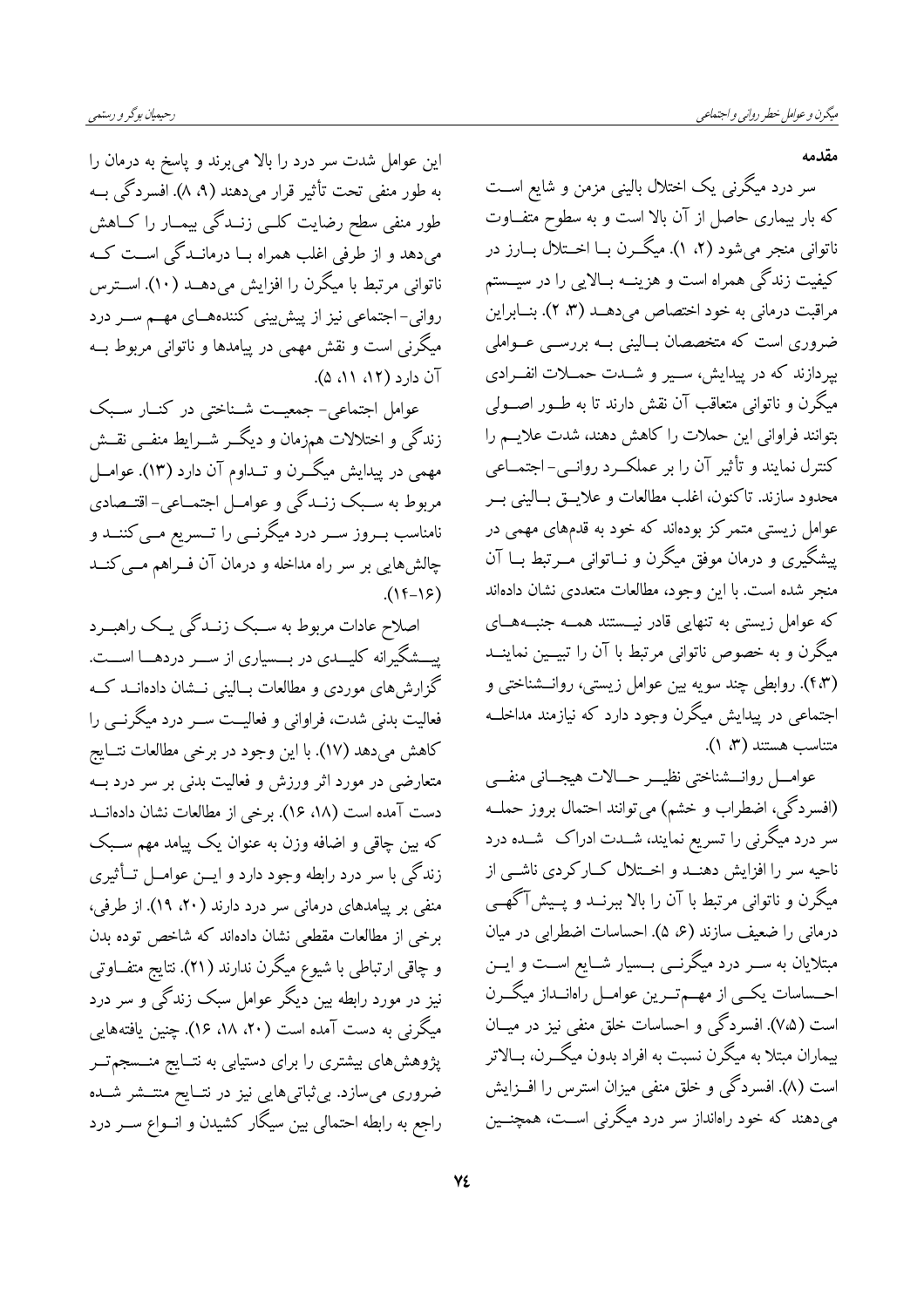## مقدمه

سر درد میگرنی یک اختلال بالینی مزمن و شایع است که بار بیماری حاصل از آن بالا است و به سطوح متفاوت ناتوانی منجر می‌شود (۲، ۱). میگرن با اختلال بارز در کیفیت زندگی همراه است و هزینه بالایی را در سیستم مراقبت درمانی به خود اختصاص می‌دهد (۳، ۲). بنابراین ضروری است که متخصصان بالینی به بررسی عواملی بپردازند که در پیدایش، سیر و شدت حملات انفرادی میگرن و ناتوانی متعاقب آن نقش دارند تا به طور اصولی بتوانند فراوانی این حملات را کاهش دهند، شدت علایم را کنترل نمایند و تأثیر آن را بر عملکرد روانی- اجتماعی محدود سازند. تاکنون، اغلب مطالعات و علایق بالینی بر عوامل زیستی متمرکز بوده‌اند که خود به قدم‌های مهمی در پیشگیری و درمان موفق میگرن و ناتوانی مرتبط با آن منجر شده است. با این وجود، مطالعات متعددی نشان داده‌اند که عوامل زیستی به تنهایی قادر نیستند همه جنبه‌های میگرن و به خصوص ناتوانی مرتبط با آن را تبیین نمایند (۴،۳). روابطی چند سویه بین عوامل زیستی، روانشناختی و اجتماعی در پیدایش میگرن وجود دارد که نیازمند مداخله متناسب هستند (۳، ۱).

عوامل روانشناختی نظیر حالات هیجانی منفی (افسردگی، اضطراب و خشم) می‌توانند احتمال بروز حمله سر درد میگرنی را تسریع نمایند، شدت ادراک شده درد ناحیه سر را افزایش دهند و اختلال کارکردی ناشی از میگرن و ناتوانی مرتبط با آن را بالا ببرند و پیش‌آگهی درمانی را ضعیف سازند (۶، ۵). احساسات اضطرابی در میان مبتلایان به سر درد میگرنی بسیار شایع است و این احساسات یکی از مهم‌ترین عوامل راه‌انداز میگرن است (۷،۵). افسردگی و احساسات خلق منفی نیز در میان بیماران مبتلا به میگرن نسبت به افراد بدون میگرن، بالاتر است (۸). افسردگی و خلق منفی میزان استرس را افزایش می‌دهند که خود راه‌انداز سر درد میگرنی است، همچنین این عوامل شدت سر درد را بالا می‌برند و پاسخ به درمان را به طور منفی تحت تأثیر قرار می‌دهند (۹، ۸). افسردگی به طور منفی سطح رضایت کلی زندگی بیمار را کاهش می‌دهد و از طرفی اغلب همراه با درماندگی است که ناتوانی مرتبط با میگرن را افزایش می‌دهد (۱۰). استرس روانی- اجتماعی نیز از پیش‌بینی کننده‌های مهم سر درد میگرنی است و نقش مهمی در پیامدها و ناتوانی مربوط به آن دارد (۱۲، ۱۱، ۵).

عوامل اجتماعی- جمعیت شناختی در کنار سبک زندگی و اختلالات همزمان و دیگر شرایط منفی نقش مهمی در پیدایش میگرن و تداوم آن دارد (۱۳). عوامل مربوط به سبک زندگی و عوامل اجتماعی- اقتصادی نامناسب بروز سر درد میگرنی را تسریع می‌کنند و چالش‌هایی بر سر راه مداخله و درمان آن فراهم می‌کنند (۱۶-۱۴).

اصلاح عادات مربوط به سبک زندگی یک راهبرد پیشگیرانه کلیدی در بسیاری از سر دردها است. گزارش‌های موردی و مطالعات بالینی نشان داده‌اند که فعالیت بدنی شدت، فراوانی و فعالیت سر درد میگرنی را کاهش می‌دهد (۱۷). با این وجود در برخی مطالعات نتایج متعارضی در مورد اثر ورزش و فعالیت بدنی بر سر درد به دست آمده است (۱۸، ۱۶). برخی از مطالعات نشان داده‌اند که بین چاقی و اضافه وزن به عنوان یک پیامد مهم سبک زندگی با سر درد رابطه وجود دارد و این عوامل تأثیری منفی بر پیامدهای درمانی سر درد دارند (۲۰، ۱۹). از طرفی، برخی از مطالعات مقطعی نشان داده‌اند که شاخص توده بدن و چاقی ارتباطی با شیوع میگرن ندارند (۲۱). نتایج متفاوتی نیز در مورد رابطه بین دیگر عوامل سبک زندگی و سر درد میگرنی به دست آمده است (۲۰، ۱۸، ۱۶). چنین یافته‌هایی پژوهش‌های بیشتری را برای دستیابی به نتایج منسجم‌تر ضروری می‌سازد. بی‌ثباتی‌هایی نیز در نتایج منتشر شده راجع به رابطه احتمالی بین سیگار کشیدن و انواع سر درد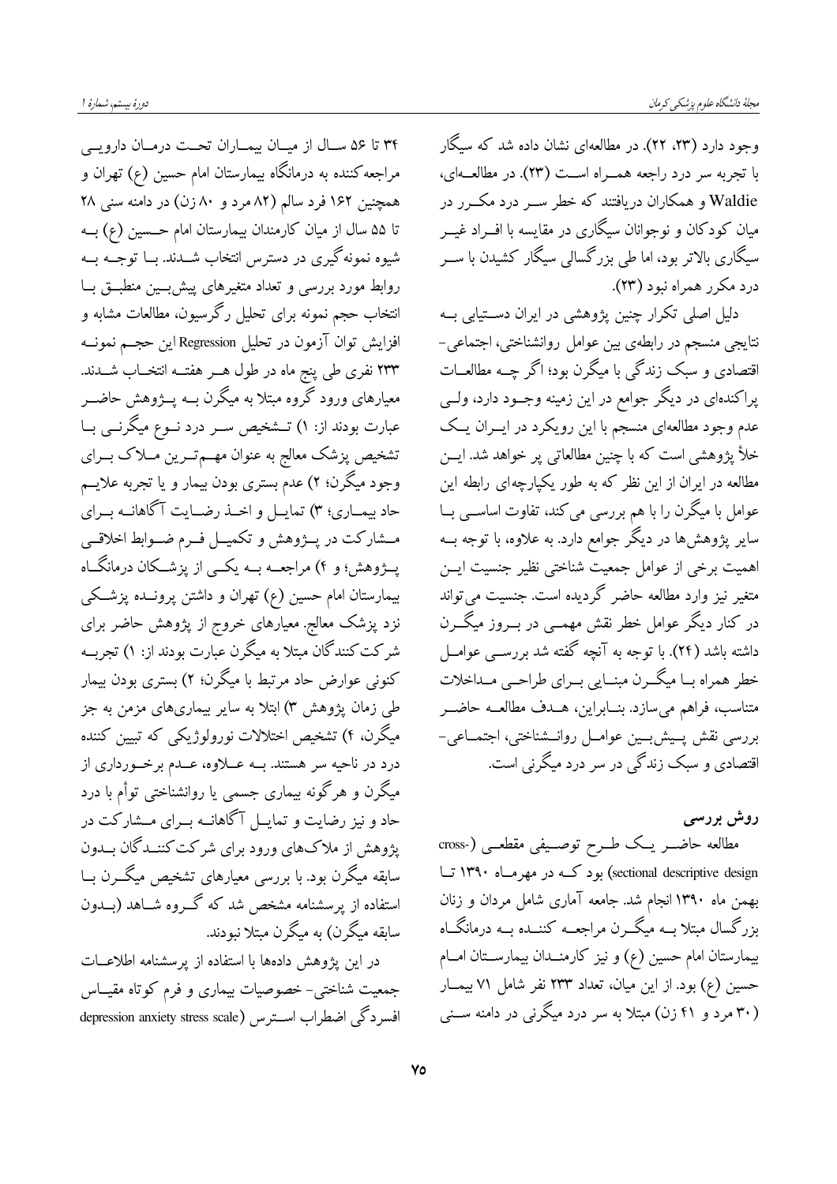وجود دارد (۲۳، ۲۲). در مطالعه‌ای نشان داده شد که سیگار با تجربه سر درد راجعه همراه است (۲۳). در مطالعه‌ای، Waldie و همکاران دریافتند که خطر سر درد مکرر در میان کودکان و نوجوانان سیگاری در مقایسه با افراد غیر سیگاری بالاتر بود، اما طی بزرگسالی سیگار کشیدن با سر درد مکرر همراه نبود (۲۳).

دلیل اصلی تکرار چنین پژوهشی در ایران دستیابی به نتایجی منسجم در رابطه‌ی بین عوامل روانشناختی، اجتماعی-اقتصادی و سبک زندگی با میگرن بود؛ اگر چه مطالعات پراکنده‌ای در دیگر جوامع در این زمینه وجود دارد، ولی عدم وجود مطالعه‌ای منسجم با این رویکرد در ایران یک خلأ پژوهشی است که با چنین مطالعاتی پر خواهد شد. این مطالعه در ایران از این نظر که به طور یکپارچه‌ای رابطه این عوامل با میگرن را با هم بررسی می‌کند، تفاوت اساسی با سایر پژوهش‌ها در دیگر جوامع دارد. به علاوه، با توجه به اهمیت برخی از عوامل جمعیت شناختی نظیر جنسیت این متغیر نیز وارد مطالعه حاضر گردیده است. جنسیت می‌تواند در کنار دیگر عوامل خطر نقش مهمی در بروز میگرن داشته باشد (۲۴). با توجه به آنچه گفته شد بررسی عوامل خطر همراه با میگرن مبنایی برای طراحی مداخلات متناسب، فراهم می‌سازد. بنابراین، هدف مطالعه حاضر بررسی نقش پیش‌بین عوامل روانشناختی، اجتماعی-اقتصادی و سبک زندگی در سر درد میگرنی است.

## روش بررسی

مطالعه حاضر یک طرح توصیفی مقطعی (cross-sectional descriptive design) بود که در مهرماه ۱۳۹۰ تا بهمن ماه ۱۳۹۰ انجام شد. جامعه آماری شامل مردان و زنان بزرگسال مبتلا به میگرن مراجعه کننده به درمانگاه بیمارستان امام حسین (ع) و نیز کارمندان بیمارستان امام حسین (ع) بود. از این میان، تعداد ۲۳۳ نفر شامل ۷۱ بیمار (۳۰ مرد و ۴۱ زن) مبتلا به سر درد میگرنی در دامنه سنی ۳۴ تا ۵۶ سال از میان بیماران تحت درمان دارویی مراجعه‌کننده به درمانگاه بیمارستان امام حسین (ع) تهران و همچنین ۱۶۲ فرد سالم (۸۲ مرد و ۸۰ زن) در دامنه سنی ۲۸ تا ۵۵ سال از میان کارمندان بیمارستان امام حسین (ع) به شیوه نمونه‌گیری در دسترس انتخاب شدند. با توجه به روابط مورد بررسی و تعداد متغیرهای پیش‌بین منطبق با انتخاب حجم نمونه برای تحلیل رگرسیون، مطالعات مشابه و افزایش توان آزمون در تحلیل Regression این حجم نمونه ۲۳۳ نفری طی پنج ماه در طول هر هفته انتخاب شدند. معیارهای ورود گروه مبتلا به میگرن به پژوهش حاضر عبارت بودند از: ۱) تشخیص سر درد نوع میگرنی با تشخیص پزشک معالج به عنوان مهم‌ترین ملاک برای وجود میگرن؛ ۲) عدم بستری بودن بیمار و یا تجربه علایم حاد بیماری؛ ۳) تمایل و اخذ رضایت آگاهانه برای مشارکت در پژوهش و تکمیل فرم ضوابط اخلاقی پژوهش؛ و ۴) مراجعه به یکی از پزشکان درمانگاه بیمارستان امام حسین (ع) تهران و داشتن پرونده پزشکی نزد پزشک معالج. معیارهای خروج از پژوهش حاضر برای شرکت‌کنندگان مبتلا به میگرن عبارت بودند از: ۱) تجربه کنونی عوارض حاد مرتبط با میگرن؛ ۲) بستری بودن بیمار طی زمان پژوهش ۳) ابتلا به سایر بیماری‌های مزمن به جز میگرن، ۴) تشخیص اختلالات نورولوژیکی که تبیین کننده درد در ناحیه سر هستند. به علاوه، عدم برخورداری از میگرن و هرگونه بیماری جسمی یا روانشناختی توأم با درد حاد و نیز رضایت و تمایل آگاهانه برای مشارکت در پژوهش از ملاک‌های ورود برای شرکت‌کنندگان بدون سابقه میگرن بود. با بررسی معیارهای تشخیص میگرن با استفاده از پرسشنامه مشخص شد که گروه شاهد (بدون سابقه میگرن) به میگرن مبتلا نبودند.

در این پژوهش داده‌ها با استفاده از پرسشنامه اطلاعات جمعیت شناختی- خصوصیات بیماری و فرم کوتاه مقیاس افسردگی اضطراب استرس (depression anxiety stress scale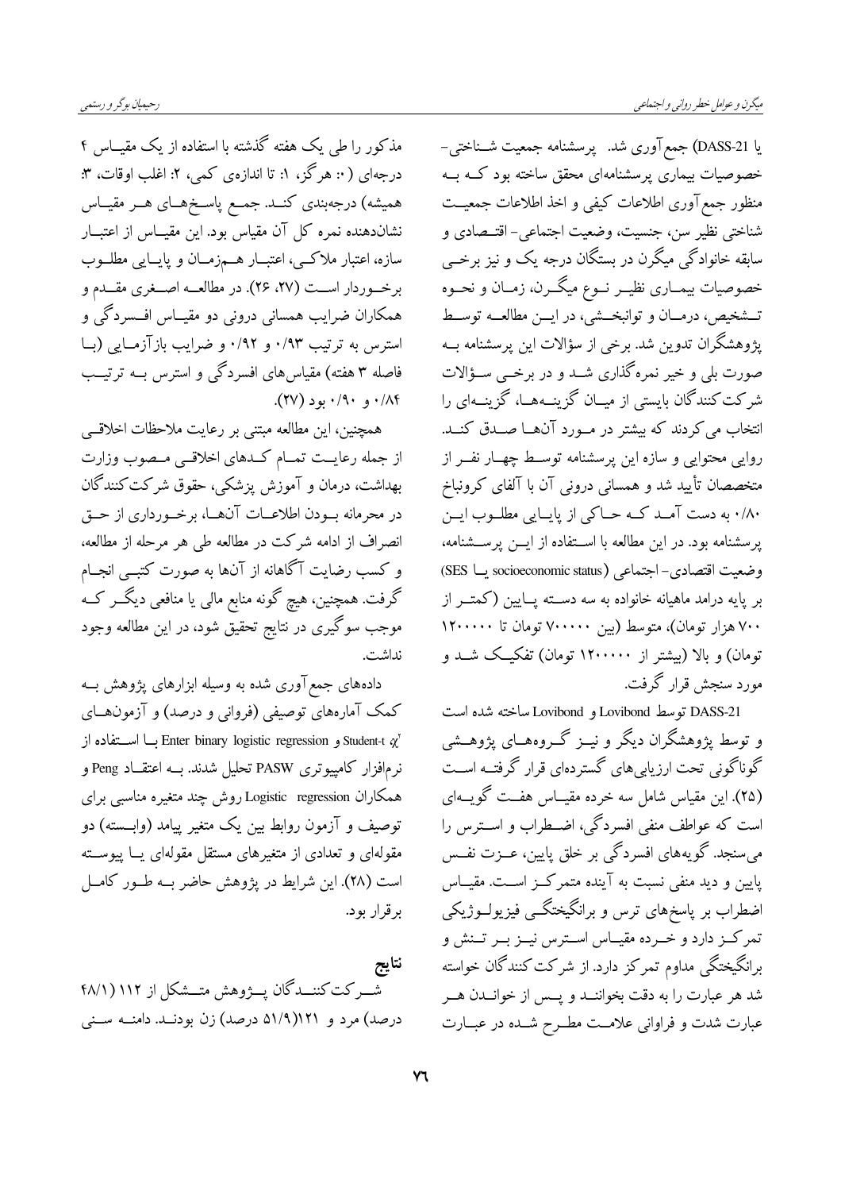یا DASS-21) جمع‌آوری شد. پرسشنامه جمعیت شناختی- خصوصیات بیماری پرسشنامه‌ای محقق ساخته بود که به منظور جمع‌آوری اطلاعات کیفی و اخذ اطلاعات جمعیت شناختی نظیر سن، جنسیت، وضعیت اجتماعی- اقتصادی و سابقه خانوادگی میگرن در بستگان درجه یک و نیز برخی خصوصیات بیماری نظیر نوع میگرن، زمان و نحوه تشخیص، درمان و توانبخشی، در این مطالعه توسط پژوهشگران تدوین شد. برخی از سؤالات این پرسشنامه به صورت بلی و خیر نمره‌گذاری شد و در برخی سؤالات شرکت‌کنندگان بایستی از میان گزینه‌ها، گزینه‌ای را انتخاب می‌کردند که بیشتر در مورد آن‌ها صدق کند. روایی محتوایی و سازه این پرسشنامه توسط چهار نفر از متخصصان تأیید شد و همسانی درونی آن با آلفای کرونباخ ۰/۸۰ به دست آمد که حاکی از پایایی مطلوب این پرسشنامه بود. در این مطالعه با استفاده از این پرسشنامه، وضعیت اقتصادی- اجتماعی (socioeconomic status یا SES) بر پایه درامد ماهیانه خانواده به سه دسته پایین (کمتر از ۷۰۰ هزار تومان)، متوسط (بین ۷۰۰۰۰۰ تومان تا ۱۲۰۰۰۰۰ تومان) و بالا (بیشتر از ۱۲۰۰۰۰۰ تومان) تفکیک شد و مورد سنجش قرار گرفت.

DASS-21 توسط Lovibond و Lovibond ساخته شده است و توسط پژوهشگران دیگر و نیز گروه‌های پژوهشی گوناگونی تحت ارزیابی‌های گسترده‌ای قرار گرفته است (۲۵). این مقیاس شامل سه خرده مقیاس هفت گویه‌ای است که عواطف منفی افسردگی، اضطراب و استرس را می‌سنجد. گویه‌های افسردگی بر خلق پایین، عزت نفس پایین و دید منفی نسبت به آینده متمرکز است. مقیاس اضطراب بر پاسخ‌های ترس و برانگیختگی فیزیولوژیکی تمرکز دارد و خرده مقیاس استرس نیز بر تنش و برانگیختگی مداوم تمرکز دارد. از شرکت‌کنندگان خواسته شد هر عبارت را به دقت بخوانند و پس از خواندن هر عبارت شدت و فراوانی علامت مطرح شده در عبارت مذکور را طی یک هفته گذشته با استفاده از یک مقیاس ۴ درجه‌ای (۰: هرگز، ۱: تا اندازه‌ی کمی، ۲: اغلب اوقات، ۳: همیشه) درجه‌بندی کنند. جمع پاسخ‌های هر مقیاس نشان‌دهنده نمره کل آن مقیاس بود. این مقیاس از اعتبار سازه، اعتبار ملاکی، اعتبار هم‌زمان و پایایی مطلوب برخوردار است (۲۷، ۲۶). در مطالعه اصغری مقدم و همکاران ضرایب همسانی درونی دو مقیاس افسردگی و استرس به ترتیب ۰/۹۳ و ۰/۹۲ و ضرایب بازآزمایی (با فاصله ۳ هفته) مقیاس‌های افسردگی و استرس به ترتیب ۰/۸۴ و ۰/۹۰ بود (۲۷).

همچنین، این مطالعه مبتنی بر رعایت ملاحظات اخلاقی از جمله رعایت تمام کدهای اخلاقی مصوب وزارت بهداشت، درمان و آموزش پزشکی، حقوق شرکت‌کنندگان در محرمانه بودن اطلاعات آن‌ها، برخورداری از حق انصراف از ادامه شرکت در مطالعه طی هر مرحله از مطالعه، و کسب رضایت آگاهانه از آن‌ها به صورت کتبی انجام گرفت. همچنین، هیچ گونه منابع مالی یا منافعی دیگر که موجب سوگیری در نتایج تحقیق شود، در این مطالعه وجود نداشت.

داده‌های جمع‌آوری شده به وسیله ابزارهای پژوهش به کمک آماره‌های توصیفی (فروانی و درصد) و آزمون‌های $\chi^2$ و Student-t و Enter binary logistic regression با استفاده از نرم‌افزار کامپیوتری PASW تحلیل شدند. به اعتقاد Peng و همکاران Logistic regression روش چند متغیره مناسبی برای توصیف و آزمون روابط بین یک متغیر پیامد (وابسته) دو مقوله‌ای و تعدادی از متغیرهای مستقل مقوله‌ای یا پیوسته است (۲۸). این شرایط در پژوهش حاضر به طور کامل برقرار بود.

## نتایج

شرکت‌کنندگان پژوهش متشکل از ۱۱۲ (۴۸/۱ درصد) مرد و ۱۲۱(۵۱/۹ درصد) زن بودند. دامنه سنی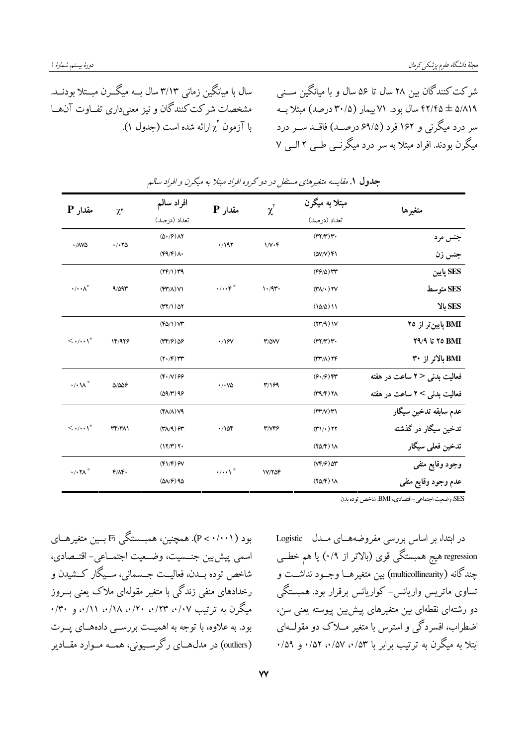شرکت‌کنندگان بین ۲۸ سال تا ۵۶ سال و با میانگین سنی ۵/۸۱۹ ± ۴۲/۴۵ سال بود. ۷۱ بیمار (۳۰/۵ درصد) مبتلا به سر درد میگرنی و ۱۶۲ فرد (۶۹/۵ درصد) فاقد سر درد میگرن بودند. افراد مبتلا به سر درد میگرنی طی ۲ الی ۷ سال با میانگین زمانی ۳/۱۳ سال به میگرن مبتلا بودند. مشخصات شرکت‌کنندگان و نیز معنی‌داری تفاوت آن‌ها با آزمون $\chi^2$ ارائه شده است (جدول ۱).

**جدول ۱.** *مقایسه متغیرهای مستقل در دو گروه افراد مبتلا به میگرن و افراد سالم*

| متغیرها | مبتلا به میگرن تعداد (درصد) | $\chi^2$ | مقدار P | افراد سالم تعداد (درصد) | $\chi^2$ | مقدار P |
|---|---|---|---|---|---|---|
| جنس مرد | ۳۰ (۴۲/۳) | ۱/۷۰۴ | ۰/۱۹۲ | ۸۲ (۵۰/۶) | ۰/۰۲۵ | ۰/۸۷۵ |
| جنس زن | ۴۱ (۵۷/۷) | | | ۸۰ (۴۹/۴) | | |
| SES پایین | ۳۳ (۴۶/۵) | ۱۰/۹۳۰ | ۰/۰۰۴* | ۳۹ (۲۴/۱) | ۹/۵۹۳ | ۰/۰۰۸* |
| SES متوسط | ۲۷ (۳۸/۰) | | | ۷۱ (۴۳/۸) | | |
| SES بالا | ۱۱ (۱۵/۵) | | | ۵۲ (۳۲/۱) | | |
| BMI پایین‌تر از ۲۵ | ۱۷ (۲۳/۹) | ۳/۵۷۷ | ۰/۱۶۷ | ۷۳ (۴۵/۱) | ۱۴/۹۲۶ | < ۰/۰۰۱* |
| BMI ۲۵ تا ۲۹/۹ | ۳۰ (۴۲/۳) | | | ۵۶ (۳۴/۶) | | |
| BMI بالاتر از ۳۰ | ۲۴ (۳۳/۸) | | | ۳۳ (۲۰/۴) | | |
| فعالیت بدنی < ۲ ساعت در هفته | ۴۳ (۶۰/۶) | ۳/۱۶۹ | ۰/۰۷۵ | ۶۶ (۴۰/۷) | ۵/۵۵۶ | ۰/۰۱۸* |
| فعالیت بدنی > ۲ ساعت در هفته | ۲۸ (۳۹/۴) | | | ۹۶ (۵۹/۳) | | |
| عدم سابقه تدخین سیگار | ۳۱ (۴۳/۷) | ۳/۷۴۶ | ۰/۱۵۴ | ۷۹ (۴۸/۸) | ۳۴/۴۸۱ | < ۰/۰۰۱* |
| تدخین سیگار در گذشته | ۲۲ (۳۱/۰) | | | ۶۳ (۳۸/۹) | | |
| تدخین فعلی سیگار | ۱۸ (۲۵/۴) | | | ۲۰ (۱۲/۳) | | |
| وجود وقایع منفی | ۵۳ (۷۴/۶) | ۱۷/۲۵۴ | ۰/۰۰۱* | ۶۷ (۴۱/۴) | ۴/۸۴۰ | ۰/۰۲۸* |
| عدم وجود وقایع منفی | ۱۸ (۲۵/۴) | | | ۹۵ (۵۸/۶) | | |

SES: وضعیت اجتماعی- اقتصادی، BMI: شاخص توده بدن

در ابتدا، بر اساس بررسی مفروضه‌های مدل Logistic regression هیچ همبستگی قوی (بالاتر از ۰/۹) یا هم خطی چندگانه (multicollinearity) بین متغیرها وجود نداشت و تساوی ماتریس واریانس- کوواریانس برقرار بود. همبستگی دو رشته‌ای نقطه‌ای بین متغیرهای پیش‌بین پیوسته یعنی سن، اضطراب، افسردگی و استرس با متغیر ملاک دو مقوله‌ای ابتلا به میگرن به ترتیب برابر با ۰/۵۳، ۰/۵۷، ۰/۵۲ و ۰/۵۹ بود ($P < ۰/۰۰۱$). همچنین، همبستگی Fi بین متغیرهای اسمی پیش‌بین جنسیت، وضعیت اجتماعی- اقتصادی، شاخص توده بدن، فعالیت جسمانی، سیگار کشیدن و رخدادهای منفی زندگی با متغیر مقوله‌ای ملاک یعنی بروز میگرن به ترتیب ۰/۰۷، ۰/۲۳، ۰/۲۰، ۰/۱۸، ۰/۱۱، و ۰/۳۰ بود. به علاوه، با توجه به اهمیت بررسی داده‌های پرت (outliers) در مدل‌های رگرسیونی، همه موارد مقادیر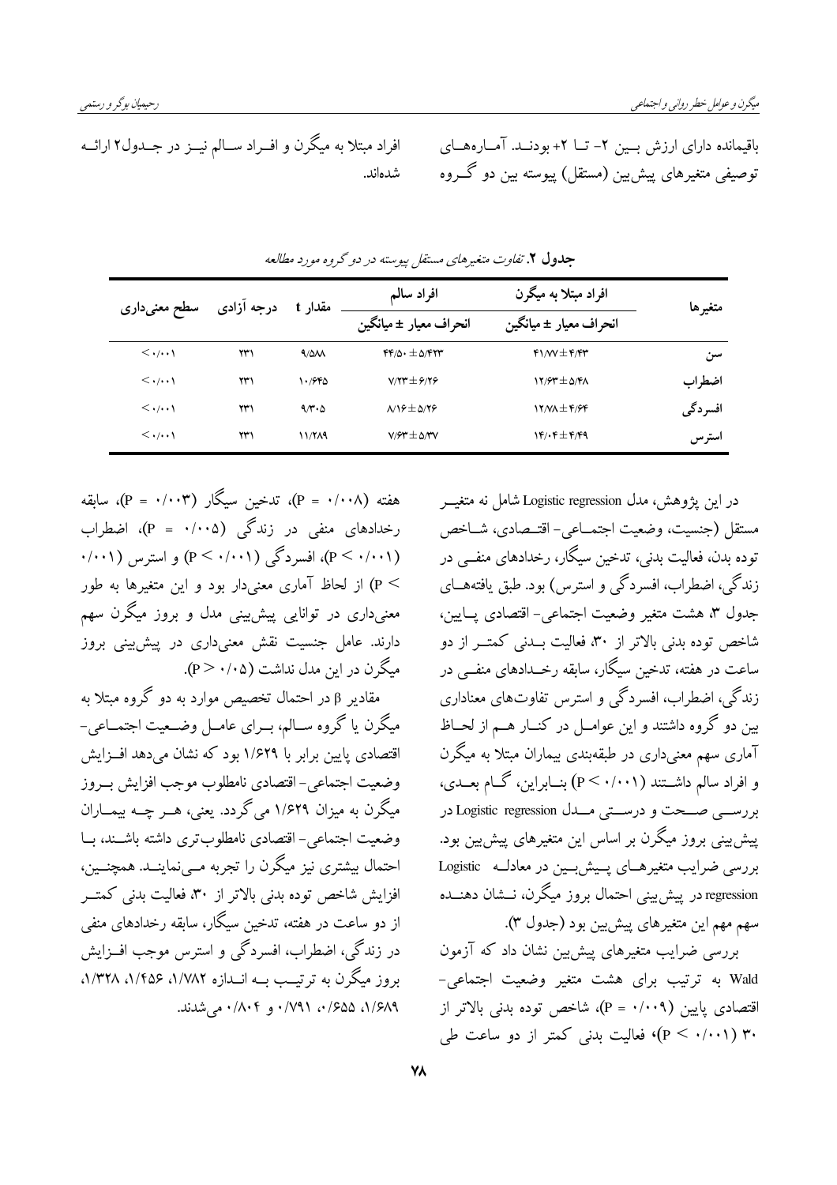باقیمانده دارای ارزش بین ۲- تا ۲+ بودند. آماره‌های توصیفی متغیرهای پیش‌بین (مستقل) پیوسته بین دو گروه افراد مبتلا به میگرن و افراد سالم نیز در جدول۲ ارائه شده‌اند.

**جدول ۲.** *تفاوت متغیرهای مستقل پیوسته در دو گروه مورد مطالعه*

| متغیرها | افراد مبتلا به میگرن | افراد سالم | مقدار t | درجه آزادی | سطح معنی‌داری |
|---|---|---|---|---|---|
| | انحراف معیار ± میانگین | انحراف معیار ± میانگین | | | |
| سن | ۴۱/۷۷±۴/۴۳ | ۴۴/۵۰±۵/۴۲۳ | ۹/۵۸۸ | ۲۳۱ | ۰/۰۰۱> |
| اضطراب | ۱۲/۶۳±۵/۴۸ | ۷/۲۳±۶/۲۶ | ۱۰/۶۴۵ | ۲۳۱ | ۰/۰۰۱> |
| افسردگی | ۱۲/۷۸±۴/۶۴ | ۸/۱۶±۵/۲۶ | ۹/۳۰۵ | ۲۳۱ | ۰/۰۰۱> |
| استرس | ۱۴/۰۴±۴/۴۹ | ۷/۶۳±۵/۳۷ | ۱۱/۲۸۹ | ۲۳۱ | ۰/۰۰۱> |

در این پژوهش، مدل Logistic regression شامل نه متغیر مستقل (جنسیت، وضعیت اجتماعی- اقتصادی، شاخص توده بدن، فعالیت بدنی، تدخین سیگار، رخدادهای منفی در زندگی، اضطراب، افسردگی و استرس) بود. طبق یافته‌های جدول ۳، هشت متغیر وضعیت اجتماعی- اقتصادی پایین، شاخص توده بدنی بالاتر از ۳۰، فعالیت بدنی کمتر از دو ساعت در هفته، تدخین سیگار، سابقه رخدادهای منفی در زندگی، اضطراب، افسردگی و استرس تفاوت‌های معناداری بین دو گروه داشتند و این عوامل در کنار هم از لحاظ آماری سهم معنی‌داری در طبقه‌بندی بیماران مبتلا به میگرن و افراد سالم داشتند ($P < 0/001$) بنابراین، گام بعدی، بررسی صحت و درستی مدل Logistic regression در پیش‌بینی بروز میگرن بر اساس این متغیرهای پیش‌بین بود. بررسی ضرایب متغیرهای پیش‌بین در معادله Logistic regression در پیش‌بینی احتمال بروز میگرن، نشان دهنده سهم مهم این متغیرهای پیش‌بین بود (جدول ۳).

بررسی ضرایب متغیرهای پیش‌بین نشان داد که آزمون Wald به ترتیب برای هشت متغیر وضعیت اجتماعی- اقتصادی پایین ($P = 0/009$)، شاخص توده بدنی بالاتر از ۳۰ ($P < 0/001$)، فعالیت بدنی کمتر از دو ساعت طی هفته ($P = 0/008$)، تدخین سیگار ($P = 0/003$)، سابقه رخدادهای منفی در زندگی ($P = 0/005$)، اضطراب ($P < 0/001$)، افسردگی ($P < 0/001$) و استرس ($P < 0/001$) از لحاظ آماری معنی‌دار بود و این متغیرها به طور معنی‌داری در توانایی پیش‌بینی مدل و بروز میگرن سهم دارند. عامل جنسیت نقش معنی‌داری در پیش‌بینی بروز میگرن در این مدل نداشت ($P > 0/05$).

مقادیر β در احتمال تخصیص موارد به دو گروه مبتلا به میگرن یا گروه سالم، برای عامل وضعیت اجتماعی- اقتصادی پایین برابر با ۱/۶۲۹ بود که نشان می‌دهد افزایش وضعیت اجتماعی- اقتصادی نامطلوب موجب افزایش بروز میگرن به میزان ۱/۶۲۹ می‌گردد. یعنی، هر چه بیماران وضعیت اجتماعی- اقتصادی نامطلوب‌تری داشته باشند، با احتمال بیشتری نیز میگرن را تجربه می‌نمایند. همچنین، افزایش شاخص توده بدنی بالاتر از ۳۰، فعالیت بدنی کمتر از دو ساعت در هفته، تدخین سیگار، سابقه رخدادهای منفی در زندگی، اضطراب، افسردگی و استرس موجب افزایش بروز میگرن به ترتیب به اندازه ۱/۷۸۲، ۱/۴۵۶، ۱/۳۲۸، ۱/۶۸۹، ۰/۶۵۵، ۰/۷۹۱ و ۰/۸۰۴ می‌شدند.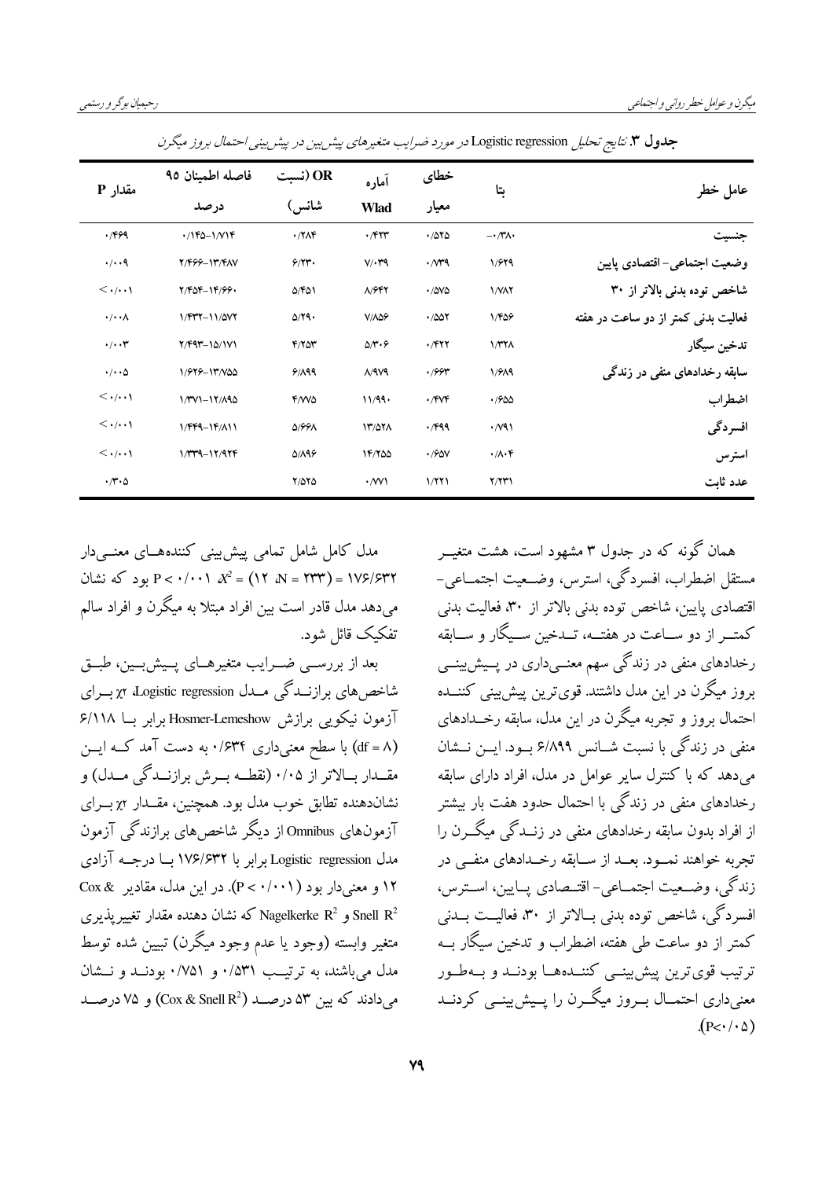**جدول ۳.** *نتایج تحلیل* Logistic regression *در مورد ضرایب متغیرهای پیش‌بین در پیش‌بینی احتمال بروز میگرن*

| عامل خطر | بتا | خطای معیار | آماره Wlad | OR (نسبت شانس) | فاصله اطمینان ۹۵ درصد | مقدار P |
|---|---|---|---|---|---|---|
| جنسیت | −۰/۳۸۰ | ۰/۵۲۵ | ۰/۴۲۳ | ۰/۲۸۴ | ۰/۱۴۵–۱/۷۱۴ | ۰/۴۶۹ |
| وضعیت اجتماعی- اقتصادی پایین | ۱/۶۲۹ | ۰/۷۳۹ | ۷/۰۳۹ | ۶/۲۳۰ | ۲/۴۶۶–۱۳/۴۸۷ | ۰/۰۰۹ |
| شاخص توده بدنی بالاتر از ۳۰ | ۱/۷۸۲ | ۰/۵۷۵ | ۸/۶۴۲ | ۵/۴۵۱ | ۲/۴۵۴–۱۴/۶۶۰ | $< ۰/۰۰۱$ |
| فعالیت بدنی کمتر از دو ساعت در هفته | ۱/۴۵۶ | ۰/۵۵۲ | ۷/۸۵۶ | ۵/۲۹۰ | ۱/۴۳۲–۱۱/۵۷۲ | ۰/۰۰۸ |
| تدخین سیگار | ۱/۳۲۸ | ۰/۴۲۲ | ۵/۳۰۶ | ۴/۲۵۳ | ۲/۴۹۳–۱۵/۱۷۱ | ۰/۰۰۳ |
| سابقه رخدادهای منفی در زندگی | ۱/۶۸۹ | ۰/۶۶۳ | ۸/۹۷۹ | ۶/۸۹۹ | ۱/۶۲۶–۱۳/۷۵۵ | ۰/۰۰۵ |
| اضطراب | ۰/۶۵۵ | ۰/۴۷۴ | ۱۱/۹۹۰ | ۴/۷۷۵ | ۱/۳۷۱–۱۲/۸۹۵ | $< ۰/۰۰۱$ |
| افسردگی | ۰/۷۹۱ | ۰/۴۹۹ | ۱۳/۵۲۸ | ۵/۶۶۸ | ۱/۴۴۹–۱۴/۸۱۱ | $< ۰/۰۰۱$ |
| استرس | ۰/۸۰۴ | ۰/۶۵۷ | ۱۴/۲۵۵ | ۵/۸۹۶ | ۱/۳۳۹–۱۲/۹۲۴ | $< ۰/۰۰۱$ |
| عدد ثابت | ۲/۲۳۱ | ۱/۲۲۱ | ۰/۷۷۱ | ۲/۵۲۵ | | ۰/۳۰۵ |

همان گونه که در جدول ۳ مشهود است، هشت متغیر مستقل اضطراب، افسردگی، استرس، وضعیت اجتماعی- اقتصادی پایین، شاخص توده بدنی بالاتر از ۳۰، فعالیت بدنی کمتر از دو ساعت در هفته، تدخین سیگار و سابقه رخدادهای منفی در زندگی سهم معنی‌داری در پیش‌بینی بروز میگرن در این مدل داشتند. قوی‌ترین پیش‌بینی کننده احتمال بروز و تجربه میگرن در این مدل، سابقه رخدادهای منفی در زندگی با نسبت شانس ۶/۸۹۹ بود. این نشان می‌دهد که با کنترل سایر عوامل در مدل، افراد دارای سابقه رخدادهای منفی در زندگی با احتمال حدود هفت بار بیشتر از افراد بدون سابقه رخدادهای منفی در زندگی میگرن را تجربه خواهند نمود. بعد از سابقه رخدادهای منفی در زندگی، وضعیت اجتماعی- اقتصادی پایین، استرس، افسردگی، شاخص توده بدنی بالاتر از ۳۰، فعالیت بدنی کمتر از دو ساعت طی هفته، اضطراب و تدخین سیگار به ترتیب قوی‌ترین پیش‌بینی کننده‌ها بودند و به‌طور معنی‌داری احتمال بروز میگرن را پیش‌بینی کردند ($P<۰/۰۵$).

مدل کامل شامل تمامی پیش‌بینی کننده‌های معنی‌دار $X^2$ (۱۲ ،N = ۲۳۳) = ۱۷۶/۶۳۲ $P < ۰/۰۰۱$ بود که نشان می‌دهد مدل قادر است بین افراد مبتلا به میگرن و افراد سالم تفکیک قائل شود.

بعد از بررسی ضرایب متغیرهای پیش‌بین، طبق شاخص‌های برازندگی مدل Logistic regression، $\chi^2$ برای آزمون نیکویی برازش Hosmer-Lemeshow برابر با ۶/۱۱۸ (df = ۸) با سطح معنی‌داری ۰/۶۳۴ به دست آمد که این مقدار بالاتر از ۰/۰۵ (نقطه برش برازندگی مدل) و نشان‌دهنده تطابق خوب مدل بود. همچنین، مقدار $\chi^2$ برای آزمون‌های Omnibus از دیگر شاخص‌های برازندگی آزمون مدل Logistic regression برابر با ۱۷۶/۶۳۲ با درجه آزادی ۱۲ و معنی‌دار بود ($P < ۰/۰۰۱$). در این مدل، مقادیر Cox & Snell $R^2$ و Nagelkerke $R^2$ که نشان دهنده مقدار تغییرپذیری متغیر وابسته (وجود یا عدم وجود میگرن) تبیین شده توسط مدل می‌باشند، به ترتیب ۰/۵۳۱ و ۰/۷۵۱ بودند و نشان می‌دادند که بین ۵۳ درصد (Cox & Snell $R^2$) و ۷۵ درصد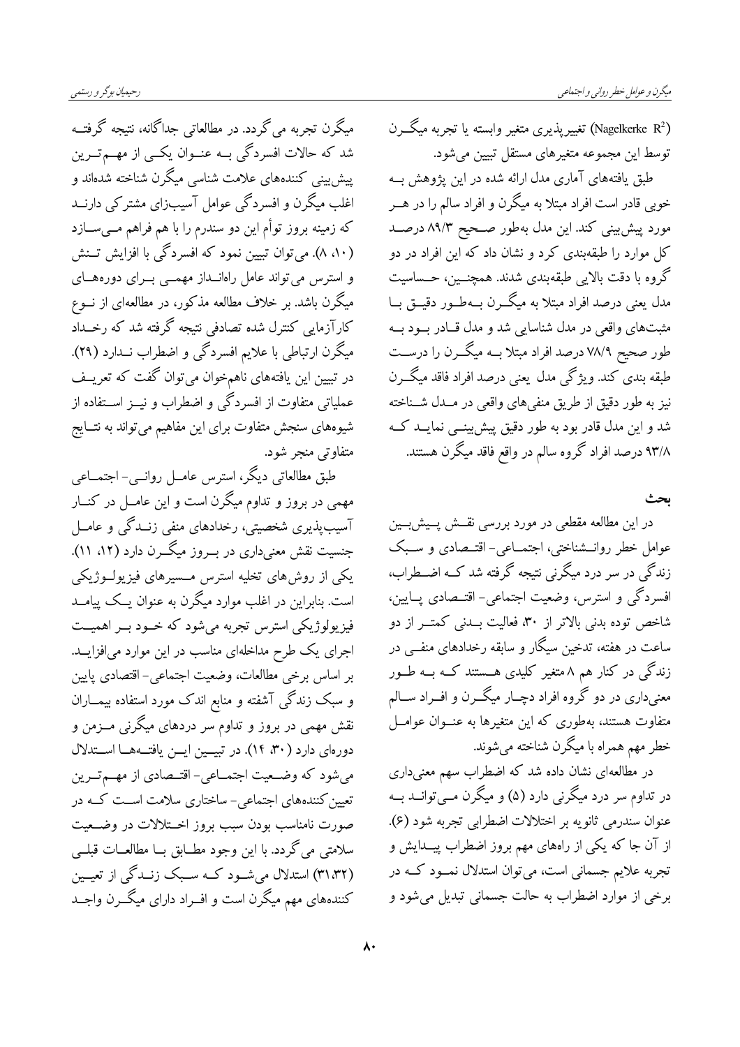(Nagelkerke $R^2$) تغییرپذیری متغیر وابسته یا تجربه میگرن توسط این مجموعه متغیرهای مستقل تبیین می‌شود.

طبق یافته‌های آماری مدل ارائه شده در این پژوهش به خوبی قادر است افراد مبتلا به میگرن و افراد سالم را در هر مورد پیش‌بینی کند. این مدل به‌طور صحیح ۸۹/۳ درصد کل موارد را طبقه‌بندی کرد و نشان داد که این افراد در دو گروه با دقت بالایی طبقه‌بندی شدند. همچنین، حساسیت مدل یعنی درصد افراد مبتلا به میگرن به‌طور دقیق با مثبت‌های واقعی در مدل شناسایی شد و مدل قادر بود به طور صحیح ۷۸/۹ درصد افراد مبتلا به میگرن را درست طبقه بندی کند. ویژگی مدل یعنی درصد افراد فاقد میگرن نیز به طور دقیق از طریق منفی‌های واقعی در مدل شناخته شد و این مدل قادر بود به طور دقیق پیش‌بینی نماید که ۹۳/۸ درصد افراد گروه سالم در واقع فاقد میگرن هستند.

## بحث

در این مطالعه مقطعی در مورد بررسی نقش پیش‌بین عوامل خطر روانشناختی، اجتماعی- اقتصادی و سبک زندگی در سر درد میگرنی نتیجه گرفته شد که اضطراب، افسردگی و استرس، وضعیت اجتماعی- اقتصادی پایین، شاخص توده بدنی بالاتر از ۳۰، فعالیت بدنی کمتر از دو ساعت در هفته، تدخین سیگار و سابقه رخدادهای منفی در زندگی در کنار هم ۸ متغیر کلیدی هستند که به طور معنی‌داری در دو گروه افراد دچار میگرن و افراد سالم متفاوت هستند، به‌طوری که این متغیرها به عنوان عوامل خطر مهم همراه با میگرن شناخته می‌شوند.

در مطالعه‌ای نشان داده شد که اضطراب سهم معنی‌داری در تداوم سر درد میگرنی دارد (۵) و میگرن می‌تواند به عنوان سندرمی ثانویه بر اختلالات اضطرابی تجربه شود (۶). از آن جا که یکی از راه‌های مهم بروز اضطراب پیدایش و تجربه علایم جسمانی است، می‌توان استدلال نمود که در برخی از موارد اضطراب به حالت جسمانی تبدیل می‌شود و میگرن تجربه می‌گردد. در مطالعاتی جداگانه، نتیجه گرفته شد که حالات افسردگی به عنوان یکی از مهم‌ترین پیش‌بینی کننده‌های علامت شناسی میگرن شناخته شده‌اند و اغلب میگرن و افسردگی عوامل آسیب‌زای مشترکی دارند که زمینه بروز توأم این دو سندرم را با هم فراهم می‌سازد (۱۰، ۸). می‌توان تبیین نمود که افسردگی با افزایش تنش و استرس می‌تواند عامل راه‌انداز مهمی برای دوره‌های میگرن باشد. بر خلاف مطالعه مذکور، در مطالعه‌ای از نوع کارآزمایی کنترل شده تصادفی نتیجه گرفته شد که رخداد میگرن ارتباطی با علایم افسردگی و اضطراب ندارد (۲۹). در تبیین این یافته‌های ناهم‌خوان می‌توان گفت که تعریف عملیاتی متفاوت از افسردگی و اضطراب و نیز استفاده از شیوه‌های سنجش متفاوت برای این مفاهیم می‌تواند به نتایج متفاوتی منجر شود.

طبق مطالعاتی دیگر، استرس عامل روانی- اجتماعی مهمی در بروز و تداوم میگرن است و این عامل در کنار آسیب‌پذیری شخصیتی، رخدادهای منفی زندگی و عامل جنسیت نقش معنی‌داری در بروز میگرن دارد (۱۲، ۱۱). یکی از روش‌های تخلیه استرس مسیرهای فیزیولوژیکی است. بنابراین در اغلب موارد میگرن به عنوان یک پیامد فیزیولوژیکی استرس تجربه می‌شود که خود بر اهمیت اجرای یک طرح مداخله‌ای مناسب در این موارد می‌افزاید. بر اساس برخی مطالعات، وضعیت اجتماعی- اقتصادی پایین و سبک زندگی آشفته و منابع اندک مورد استفاده بیماران نقش مهمی در بروز و تداوم سر دردهای میگرنی مزمن و دوره‌ای دارد (۳۰، ۱۴). در تبیین این یافته‌ها استدلال می‌شود که وضعیت اجتماعی- اقتصادی از مهم‌ترین تعیین‌کننده‌های اجتماعی- ساختاری سلامت است که در صورت نامناسب بودن سبب بروز اختلالات در وضعیت سلامتی می‌گردد. با این وجود مطابق با مطالعات قبلی (۳۱،۳۲) استدلال می‌شود که سبک زندگی از تعیین کننده‌های مهم میگرن است و افراد دارای میگرن واجد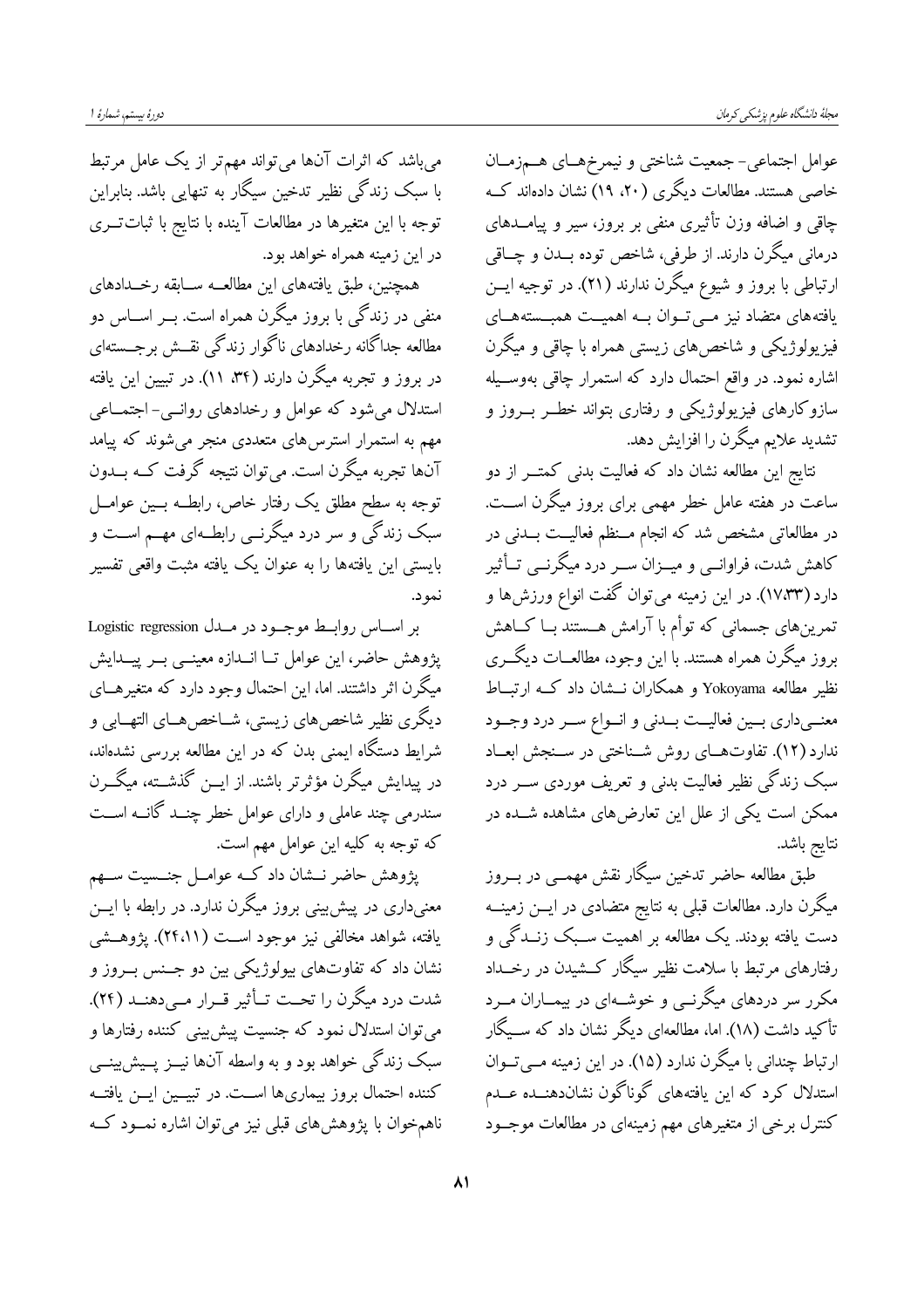عوامل اجتماعی- جمعیت شناختی و نیمرخ‌های هم‌زمان خاصی هستند. مطالعات دیگری (۲۰، ۱۹) نشان داده‌اند که چاقی و اضافه وزن تأثیری منفی بر بروز، سیر و پیامدهای درمانی میگرن دارند. از طرفی، شاخص توده بدن و چاقی ارتباطی با بروز و شیوع میگرن ندارند (۲۱). در توجیه این یافته‌های متضاد نیز می‌توان به اهمیت همبسته‌های فیزیولوژیکی و شاخص‌های زیستی همراه با چاقی و میگرن اشاره نمود. در واقع احتمال دارد که استمرار چاقی به‌وسیله سازوکارهای فیزیولوژیکی و رفتاری بتواند خطر بروز و تشدید علایم میگرن را افزایش دهد.

نتایج این مطالعه نشان داد که فعالیت بدنی کمتر از دو ساعت در هفته عامل خطر مهمی برای بروز میگرن است. در مطالعاتی مشخص شد که انجام منظم فعالیت بدنی در کاهش شدت، فراوانی و میزان سر درد میگرنی تأثیر دارد (۱۷،۳۳). در این زمینه می‌توان گفت انواع ورزش‌ها و تمرین‌های جسمانی که توأم با آرامش هستند با کاهش بروز میگرن همراه هستند. با این وجود، مطالعات دیگری نظیر مطالعه Yokoyama و همکاران نشان داد که ارتباط معنی‌داری بین فعالیت بدنی و انواع سر درد وجود ندارد (۱۲). تفاوت‌های روش شناختی در سنجش ابعاد سبک زندگی نظیر فعالیت بدنی و تعریف موردی سر درد ممکن است یکی از علل این تعارض‌های مشاهده شده در نتایج باشد.

طبق مطالعه حاضر تدخین سیگار نقش مهمی در بروز میگرن دارد. مطالعات قبلی به نتایج متضادی در این زمینه دست یافته بودند. یک مطالعه بر اهمیت سبک زندگی و رفتارهای مرتبط با سلامت نظیر سیگار کشیدن در رخداد مکرر سر دردهای میگرنی و خوشه‌ای در بیماران مرد تأکید داشت (۱۸). اما، مطالعه‌ای دیگر نشان داد که سیگار ارتباط چندانی با میگرن ندارد (۱۵). در این زمینه می‌توان استدلال کرد که این یافته‌های گوناگون نشان‌دهنده عدم کنترل برخی از متغیرهای مهم زمینه‌ای در مطالعات موجود می‌باشد که اثرات آن‌ها می‌تواند مهم‌تر از یک عامل مرتبط با سبک زندگی نظیر تدخین سیگار به تنهایی باشد. بنابراین توجه با این متغیرها در مطالعات آینده با نتایج با ثبات‌تری در این زمینه همراه خواهد بود.

همچنین، طبق یافته‌های این مطالعه سابقه رخدادهای منفی در زندگی با بروز میگرن همراه است. بر اساس دو مطالعه جداگانه رخدادهای ناگوار زندگی نقش برجسته‌ای در بروز و تجربه میگرن دارند (۳۴، ۱۱). در تبیین این یافته استدلال می‌شود که عوامل و رخدادهای روانی- اجتماعی مهم به استمرار استرس‌های متعددی منجر می‌شوند که پیامد آن‌ها تجربه میگرن است. می‌توان نتیجه گرفت که بدون توجه به سطح مطلق یک رفتار خاص، رابطه بین عوامل سبک زندگی و سر درد میگرنی رابطه‌ای مهم است و بایستی این یافته‌ها را به عنوان یک یافته مثبت واقعی تفسیر نمود.

بر اساس روابط موجود در مدل Logistic regression پژوهش حاضر، این عوامل تا اندازه معینی بر پیدایش میگرن اثر داشتند. اما، این احتمال وجود دارد که متغیرهای دیگری نظیر شاخص‌های زیستی، شاخص‌های التهابی و شرایط دستگاه ایمنی بدن که در این مطالعه بررسی نشده‌اند، در پیدایش میگرن مؤثرتر باشند. از این گذشته، میگرن سندرمی چند عاملی و دارای عوامل خطر چند گانه است که توجه به کلیه این عوامل مهم است.

پژوهش حاضر نشان داد که عوامل جنسیت سهم معنی‌داری در پیش‌بینی بروز میگرن ندارد. در رابطه با این یافته، شواهد مخالفی نیز موجود است (۲۴،۱۱). پژوهشی نشان داد که تفاوت‌های بیولوژیکی بین دو جنس بروز و شدت درد میگرن را تحت تأثیر قرار می‌دهند (۲۴). می‌توان استدلال نمود که جنسیت پیش‌بینی کننده رفتارها و سبک زندگی خواهد بود و به واسطه آن‌ها نیز پیش‌بینی کننده احتمال بروز بیماری‌ها است. در تبیین این یافته ناهم‌خوان با پژوهش‌های قبلی نیز می‌توان اشاره نمود که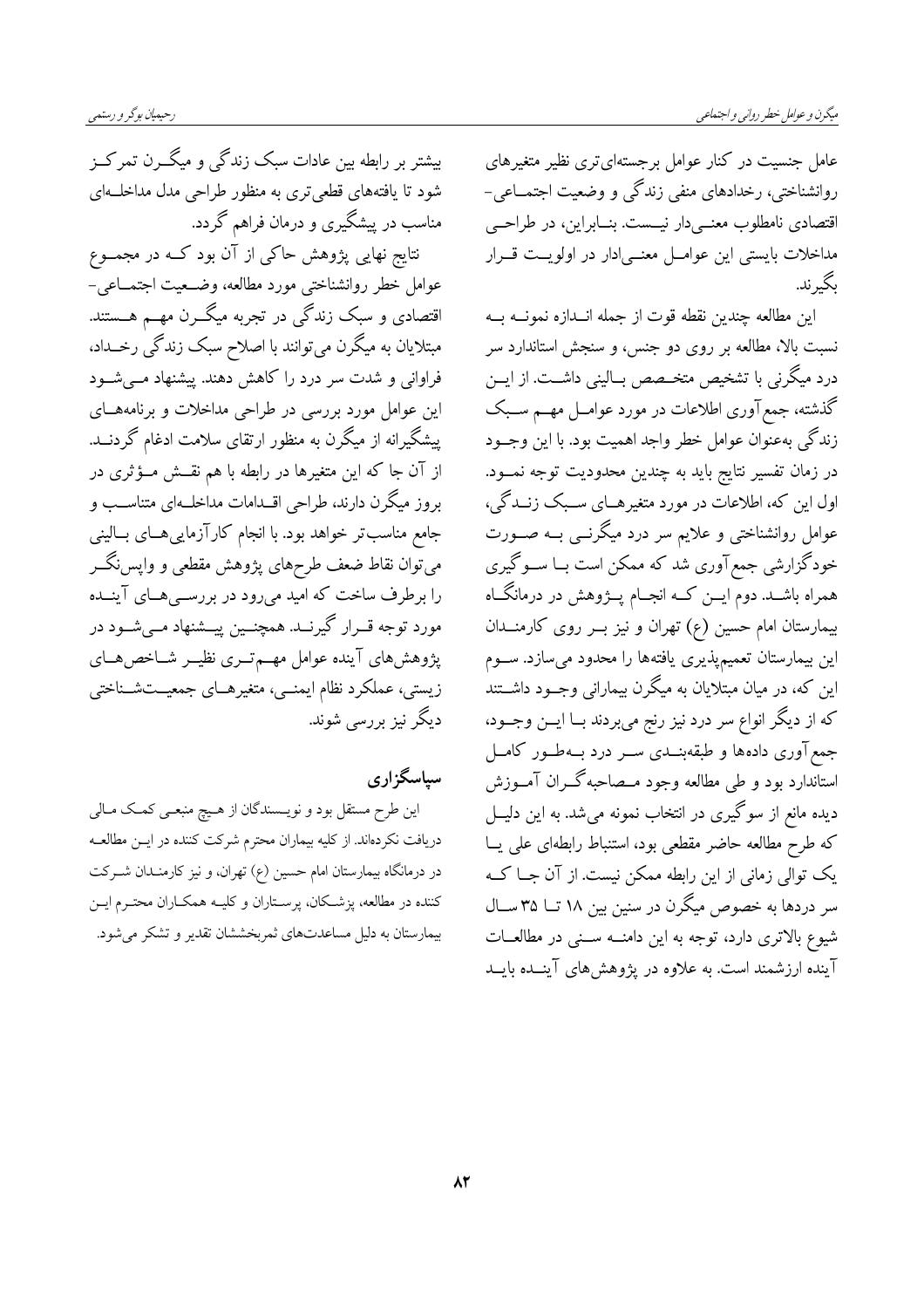عامل جنسیت در کنار عوامل برجسته‌ای‌تری نظیر متغیرهای روانشناختی، رخدادهای منفی زندگی و وضعیت اجتماعی-اقتصادی نامطلوب معنی‌دار نیست. بنابراین، در طراحی مداخلات بایستی این عوامل معنی‌ادار در اولویت قرار بگیرند.

این مطالعه چندین نقطه قوت از جمله اندازه نمونه به نسبت بالا، مطالعه بر روی دو جنس، و سنجش استاندارد سر درد میگرنی با تشخیص متخصص بالینی داشت. از این گذشته، جمع‌آوری اطلاعات در مورد عوامل مهم سبک زندگی به‌عنوان عوامل خطر واجد اهمیت بود. با این وجود در زمان تفسیر نتایج باید به چندین محدودیت توجه نمود. اول این که، اطلاعات در مورد متغیرهای سبک زندگی، عوامل روانشناختی و علایم سر درد میگرنی به صورت خودگزارشی جمع‌آوری شد که ممکن است با سوگیری همراه باشد. دوم این که انجام پژوهش در درمانگاه بیمارستان امام حسین (ع) تهران و نیز بر روی کارمندان این بیمارستان تعمیم‌پذیری یافته‌ها را محدود می‌سازد. سوم این که، در میان مبتلایان به میگرن بیمارانی وجود داشتند که از دیگر انواع سر درد نیز رنج می‌بردند با این وجود، جمع‌آوری داده‌ها و طبقه‌بندی سر درد به‌طور کامل استاندارد بود و طی مطالعه وجود مصاحبه‌گران آموزش دیده مانع از سوگیری در انتخاب نمونه می‌شد. به این دلیل که طرح مطالعه حاضر مقطعی بود، استنباط رابطه‌ای علی یا یک توالی زمانی از این رابطه ممکن نیست. از آن جا که سر دردها به خصوص میگرن در سنین بین ۱۸ تا ۳۵ سال شیوع بالاتری دارد، توجه به این دامنه سنی در مطالعات آینده ارزشمند است. به علاوه در پژوهش‌های آینده باید بیشتر بر رابطه بین عادات سبک زندگی و میگرن تمرکز شود تا یافته‌های قطعی‌تری به منظور طراحی مدل مداخله‌ای مناسب در پیشگیری و درمان فراهم گردد.

نتایج نهایی پژوهش حاکی از آن بود که در مجموع عوامل خطر روانشناختی مورد مطالعه، وضعیت اجتماعی-اقتصادی و سبک زندگی در تجربه میگرن مهم هستند. مبتلایان به میگرن می‌توانند با اصلاح سبک زندگی رخداد، فراوانی و شدت سر درد را کاهش دهند. پیشنهاد می‌شود این عوامل مورد بررسی در طراحی مداخلات و برنامه‌های پیشگیرانه از میگرن به منظور ارتقای سلامت ادغام گردند. از آن جا که این متغیرها در رابطه با هم نقش مؤثری در بروز میگرن دارند، طراحی اقدامات مداخله‌ای متناسب و جامع مناسب‌تر خواهد بود. با انجام کارآزمایی‌های بالینی می‌توان نقاط ضعف طرح‌های پژوهش مقطعی و واپس‌نگر را برطرف ساخت که امید می‌رود در بررسی‌های آینده مورد توجه قرار گیرند. همچنین پیشنهاد می‌شود در پژوهش‌های آینده عوامل مهم‌تری نظیر شاخص‌های زیستی، عملکرد نظام ایمنی، متغیرهای جمعیت‌شناختی دیگر نیز بررسی شوند.

## سپاسگزاری

این طرح مستقل بود و نویسندگان از هیچ منبعی کمک مالی دریافت نکرده‌اند. از کلیه بیماران محترم شرکت کننده در این مطالعه در درمانگاه بیمارستان امام حسین (ع) تهران، و نیز کارمندان شرکت کننده در مطالعه، پزشکان، پرستاران و کلیه همکاران محترم این بیمارستان به دلیل مساعدت‌های ثمربخششان تقدیر و تشکر می‌شود.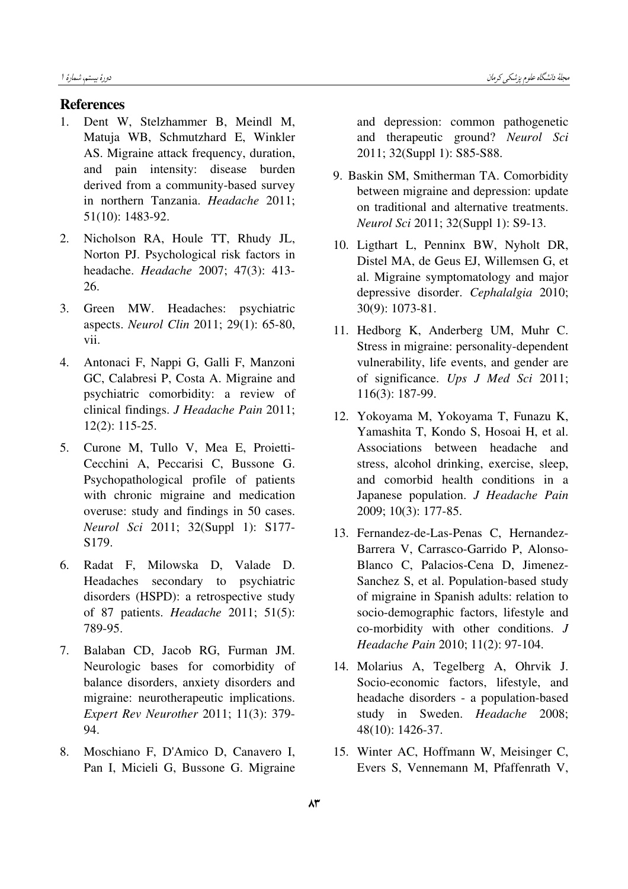## References

1. Dent W, Stelzhammer B, Meindl M, Matuja WB, Schmutzhard E, Winkler AS. Migraine attack frequency, duration, and pain intensity: disease burden derived from a community-based survey in northern Tanzania. *Headache* 2011; 51(10): 1483-92.
2. Nicholson RA, Houle TT, Rhudy JL, Norton PJ. Psychological risk factors in headache. *Headache* 2007; 47(3): 413-26.
3. Green MW. Headaches: psychiatric aspects. *Neurol Clin* 2011; 29(1): 65-80, vii.
4. Antonaci F, Nappi G, Galli F, Manzoni GC, Calabresi P, Costa A. Migraine and psychiatric comorbidity: a review of clinical findings. *J Headache Pain* 2011; 12(2): 115-25.
5. Curone M, Tullo V, Mea E, Proietti-Cecchini A, Peccarisi C, Bussone G. Psychopathological profile of patients with chronic migraine and medication overuse: study and findings in 50 cases. *Neurol Sci* 2011; 32(Suppl 1): S177-S179.
6. Radat F, Milowska D, Valade D. Headaches secondary to psychiatric disorders (HSPD): a retrospective study of 87 patients. *Headache* 2011; 51(5): 789-95.
7. Balaban CD, Jacob RG, Furman JM. Neurologic bases for comorbidity of balance disorders, anxiety disorders and migraine: neurotherapeutic implications. *Expert Rev Neurother* 2011; 11(3): 379-94.
8. Moschiano F, D'Amico D, Canavero I, Pan I, Micieli G, Bussone G. Migraine and depression: common pathogenetic and therapeutic ground? *Neurol Sci* 2011; 32(Suppl 1): S85-S88.
9. Baskin SM, Smitherman TA. Comorbidity between migraine and depression: update on traditional and alternative treatments. *Neurol Sci* 2011; 32(Suppl 1): S9-13.
10. Ligthart L, Penninx BW, Nyholt DR, Distel MA, de Geus EJ, Willemsen G, et al. Migraine symptomatology and major depressive disorder. *Cephalalgia* 2010; 30(9): 1073-81.
11. Hedborg K, Anderberg UM, Muhr C. Stress in migraine: personality-dependent vulnerability, life events, and gender are of significance. *Ups J Med Sci* 2011; 116(3): 187-99.
12. Yokoyama M, Yokoyama T, Funazu K, Yamashita T, Kondo S, Hosoai H, et al. Associations between headache and stress, alcohol drinking, exercise, sleep, and comorbid health conditions in a Japanese population. *J Headache Pain* 2009; 10(3): 177-85.
13. Fernandez-de-Las-Penas C, Hernandez-Barrera V, Carrasco-Garrido P, Alonso-Blanco C, Palacios-Cena D, Jimenez-Sanchez S, et al. Population-based study of migraine in Spanish adults: relation to socio-demographic factors, lifestyle and co-morbidity with other conditions. *J Headache Pain* 2010; 11(2): 97-104.
14. Molarius A, Tegelberg A, Ohrvik J. Socio-economic factors, lifestyle, and headache disorders - a population-based study in Sweden. *Headache* 2008; 48(10): 1426-37.
15. Winter AC, Hoffmann W, Meisinger C, Evers S, Vennemann M, Pfaffenrath V,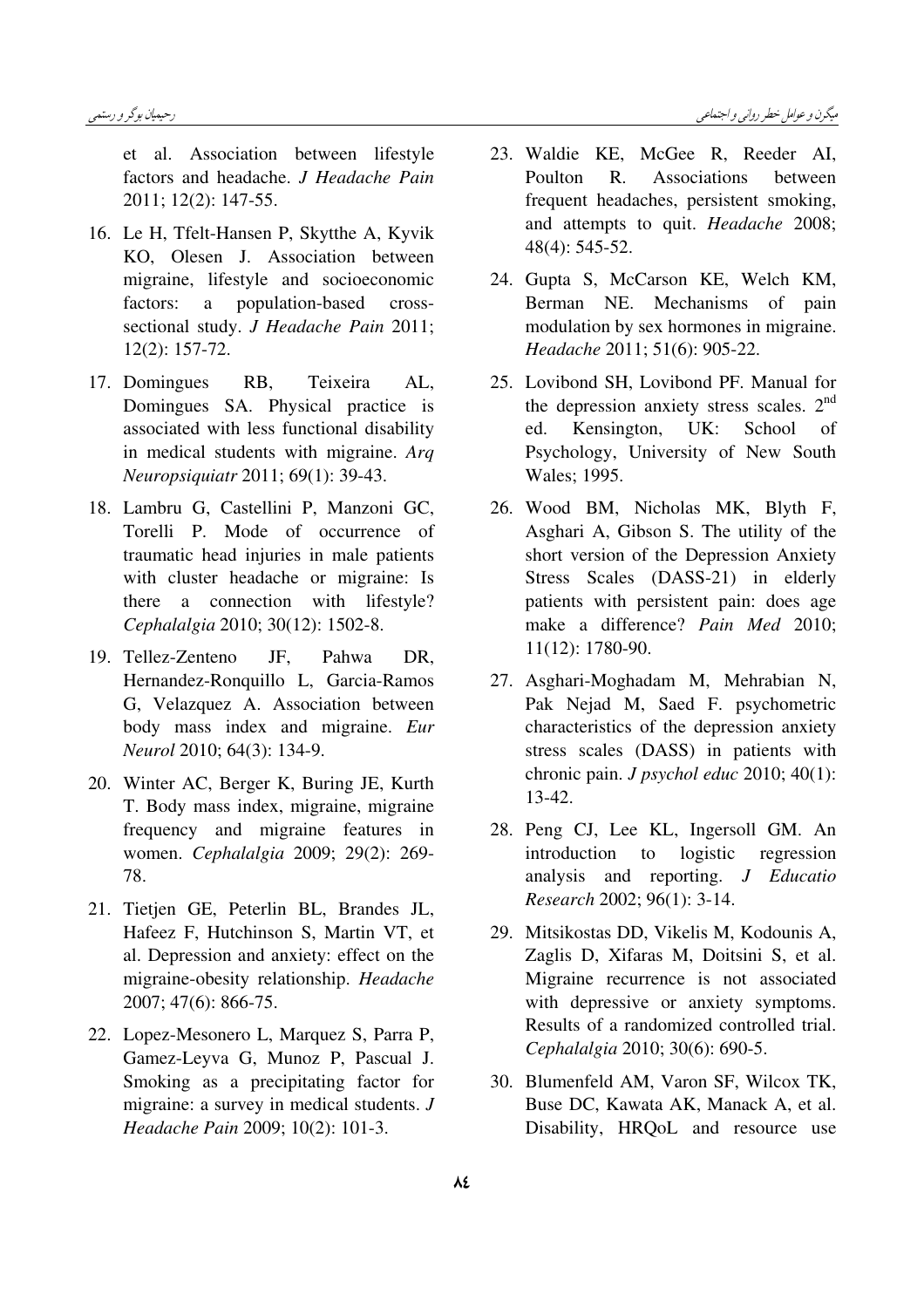et al. Association between lifestyle factors and headache. *J Headache Pain* 2011; 12(2): 147-55.

16. Le H, Tfelt-Hansen P, Skytthe A, Kyvik KO, Olesen J. Association between migraine, lifestyle and socioeconomic factors: a population-based cross-sectional study. *J Headache Pain* 2011; 12(2): 157-72.
17. Domingues RB, Teixeira AL, Domingues SA. Physical practice is associated with less functional disability in medical students with migraine. *Arq Neuropsiquiatr* 2011; 69(1): 39-43.
18. Lambru G, Castellini P, Manzoni GC, Torelli P. Mode of occurrence of traumatic head injuries in male patients with cluster headache or migraine: Is there a connection with lifestyle? *Cephalalgia* 2010; 30(12): 1502-8.
19. Tellez-Zenteno JF, Pahwa DR, Hernandez-Ronquillo L, Garcia-Ramos G, Velazquez A. Association between body mass index and migraine. *Eur Neurol* 2010; 64(3): 134-9.
20. Winter AC, Berger K, Buring JE, Kurth T. Body mass index, migraine, migraine frequency and migraine features in women. *Cephalalgia* 2009; 29(2): 269-78.
21. Tietjen GE, Peterlin BL, Brandes JL, Hafeez F, Hutchinson S, Martin VT, et al. Depression and anxiety: effect on the migraine-obesity relationship. *Headache* 2007; 47(6): 866-75.
22. Lopez-Mesonero L, Marquez S, Parra P, Gamez-Leyva G, Munoz P, Pascual J. Smoking as a precipitating factor for migraine: a survey in medical students. *J Headache Pain* 2009; 10(2): 101-3.
23. Waldie KE, McGee R, Reeder AI, Poulton R. Associations between frequent headaches, persistent smoking, and attempts to quit. *Headache* 2008; 48(4): 545-52.
24. Gupta S, McCarson KE, Welch KM, Berman NE. Mechanisms of pain modulation by sex hormones in migraine. *Headache* 2011; 51(6): 905-22.
25. Lovibond SH, Lovibond PF. Manual for the depression anxiety stress scales. 2nd ed. Kensington, UK: School of Psychology, University of New South Wales; 1995.
26. Wood BM, Nicholas MK, Blyth F, Asghari A, Gibson S. The utility of the short version of the Depression Anxiety Stress Scales (DASS-21) in elderly patients with persistent pain: does age make a difference? *Pain Med* 2010; 11(12): 1780-90.
27. Asghari-Moghadam M, Mehrabian N, Pak Nejad M, Saed F. psychometric characteristics of the depression anxiety stress scales (DASS) in patients with chronic pain. *J psychol educ* 2010; 40(1): 13-42.
28. Peng CJ, Lee KL, Ingersoll GM. An introduction to logistic regression analysis and reporting. *J Educatio Research* 2002; 96(1): 3-14.
29. Mitsikostas DD, Vikelis M, Kodounis A, Zaglis D, Xifaras M, Doitsini S, et al. Migraine recurrence is not associated with depressive or anxiety symptoms. Results of a randomized controlled trial. *Cephalalgia* 2010; 30(6): 690-5.
30. Blumenfeld AM, Varon SF, Wilcox TK, Buse DC, Kawata AK, Manack A, et al. Disability, HRQoL and resource use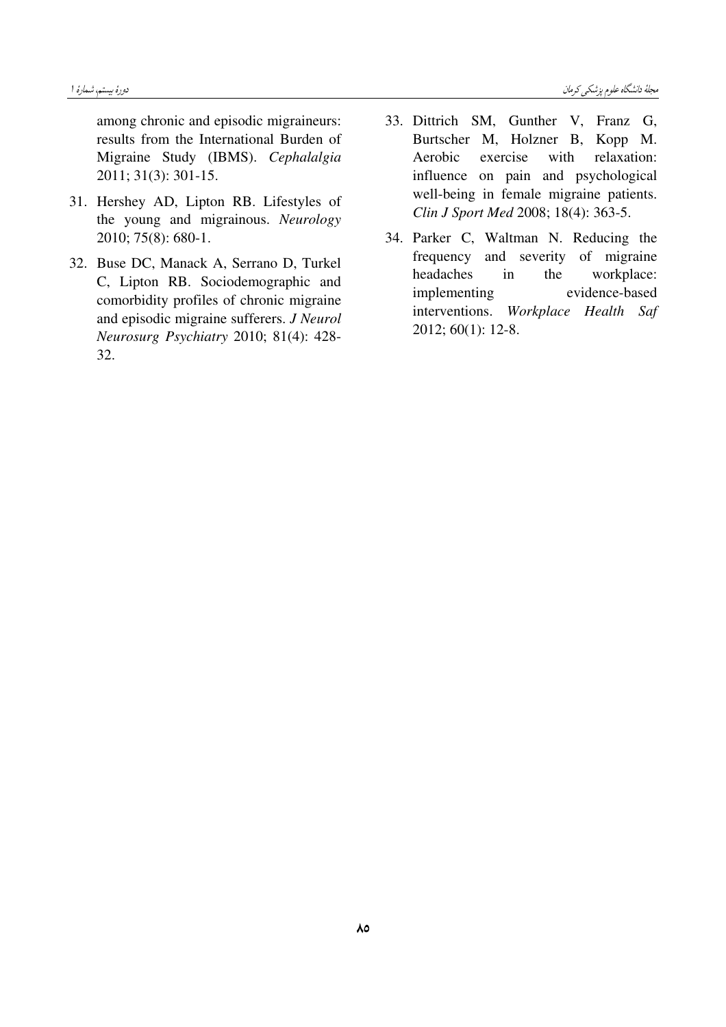among chronic and episodic migraineurs: results from the International Burden of Migraine Study (IBMS). *Cephalalgia* 2011; 31(3): 301-15.

31. Hershey AD, Lipton RB. Lifestyles of the young and migrainous. *Neurology* 2010; 75(8): 680-1.
32. Buse DC, Manack A, Serrano D, Turkel C, Lipton RB. Sociodemographic and comorbidity profiles of chronic migraine and episodic migraine sufferers. *J Neurol Neurosurg Psychiatry* 2010; 81(4): 428-32.
33. Dittrich SM, Gunther V, Franz G, Burtscher M, Holzner B, Kopp M. Aerobic exercise with relaxation: influence on pain and psychological well-being in female migraine patients. *Clin J Sport Med* 2008; 18(4): 363-5.
34. Parker C, Waltman N. Reducing the frequency and severity of migraine headaches in the workplace: implementing evidence-based interventions. *Workplace Health Saf* 2012; 60(1): 12-8.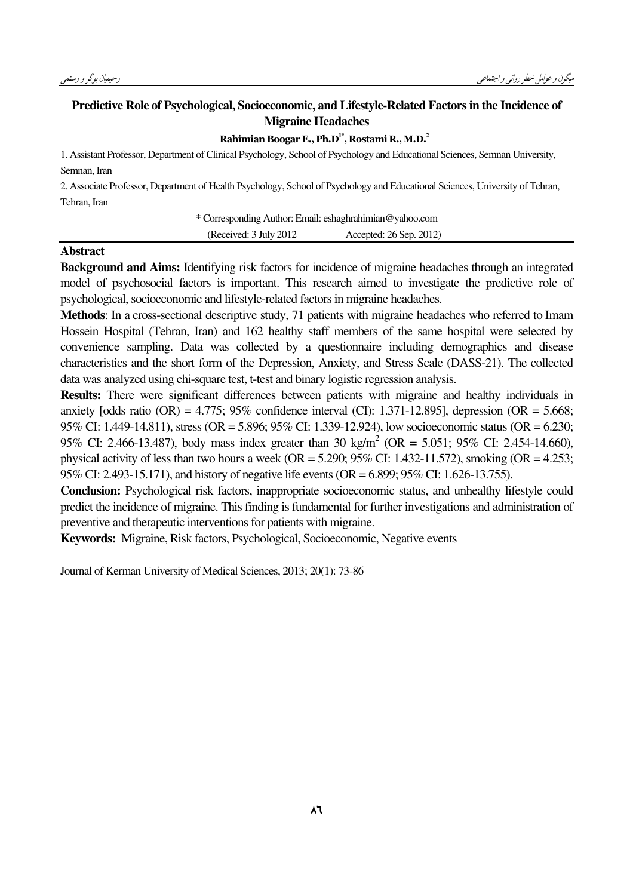# Predictive Role of Psychological, Socioeconomic, and Lifestyle-Related Factors in the Incidence of Migraine Headaches

**Rahimian Boogar E., Ph.D[1*], Rostami R., M.D.[2]**

1. Assistant Professor, Department of Clinical Psychology, School of Psychology and Educational Sciences, Semnan University, Semnan, Iran
2. Associate Professor, Department of Health Psychology, School of Psychology and Educational Sciences, University of Tehran, Tehran, Iran

\* Corresponding Author: Email: eshaghrahimian@yahoo.com

(Received: 3 July 2012 Accepted: 26 Sep. 2012)

## Abstract

**Background and Aims:** Identifying risk factors for incidence of migraine headaches through an integrated model of psychosocial factors is important. This research aimed to investigate the predictive role of psychological, socioeconomic and lifestyle-related factors in migraine headaches.

**Methods**: In a cross-sectional descriptive study, 71 patients with migraine headaches who referred to Imam Hossein Hospital (Tehran, Iran) and 162 healthy staff members of the same hospital were selected by convenience sampling. Data was collected by a questionnaire including demographics and disease characteristics and the short form of the Depression, Anxiety, and Stress Scale (DASS-21). The collected data was analyzed using chi-square test, t-test and binary logistic regression analysis.

**Results:** There were significant differences between patients with migraine and healthy individuals in anxiety [odds ratio (OR) = 4.775; 95% confidence interval (CI): 1.371-12.895], depression (OR = 5.668; 95% CI: 1.449-14.811), stress (OR = 5.896; 95% CI: 1.339-12.924), low socioeconomic status (OR = 6.230; 95% CI: 2.466-13.487), body mass index greater than 30 kg/m$^2$ (OR = 5.051; 95% CI: 2.454-14.660), physical activity of less than two hours a week (OR = 5.290; 95% CI: 1.432-11.572), smoking (OR = 4.253; 95% CI: 2.493-15.171), and history of negative life events (OR = 6.899; 95% CI: 1.626-13.755).

**Conclusion:** Psychological risk factors, inappropriate socioeconomic status, and unhealthy lifestyle could predict the incidence of migraine. This finding is fundamental for further investigations and administration of preventive and therapeutic interventions for patients with migraine.

**Keywords:** Migraine, Risk factors, Psychological, Socioeconomic, Negative events

Journal of Kerman University of Medical Sciences, 2013; 20(1): 73-86